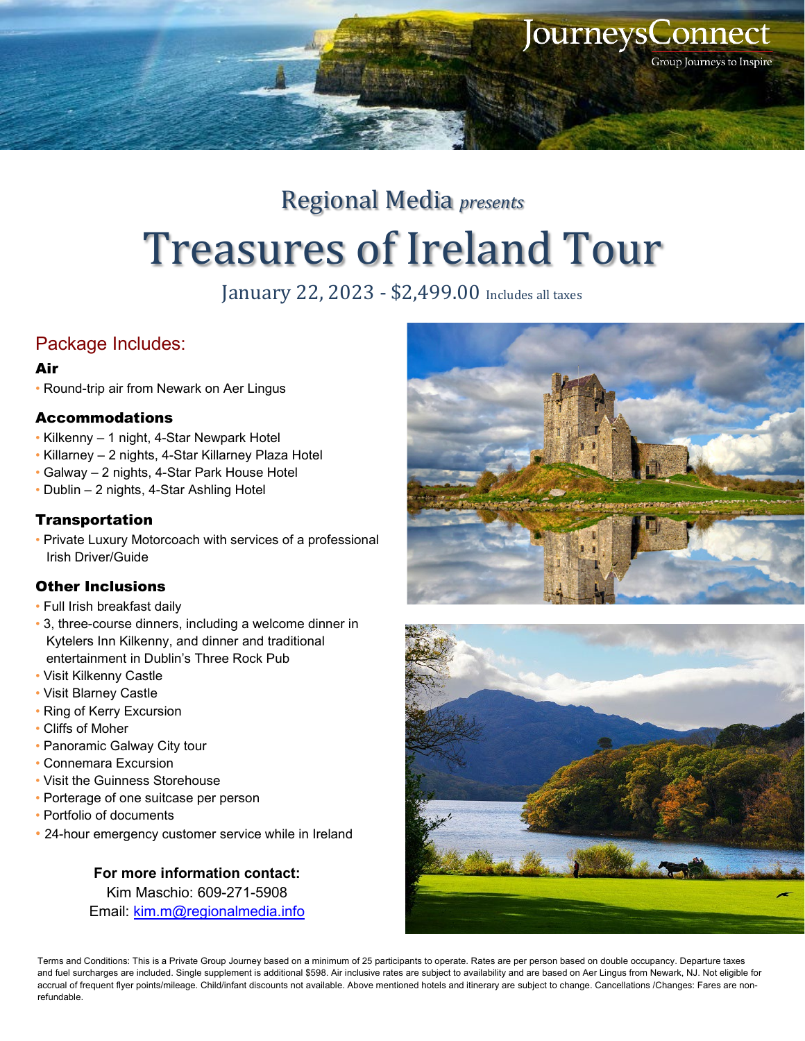JourneysConnect

Group Journeys to Inspire

Regional Media *presents*

# Treasures of Ireland Tour

January 22, 2023 - $2,499.00 Includes all taxes

## Package Includes:

### Air

- Round-trip air from Newark on Aer Lingus

### Accommodations

- Kilkenny – 1 night, 4-Star Newpark Hotel
- Killarney – 2 nights, 4-Star Killarney Plaza Hotel
- Galway – 2 nights, 4-Star Park House Hotel
- Dublin – 2 nights, 4-Star Ashling Hotel

### Transportation

- Private Luxury Motorcoach with services of a professional Irish Driver/Guide

### Other Inclusions

- Full Irish breakfast daily
- 3, three-course dinners, including a welcome dinner in Kytelers Inn Kilkenny, and dinner and traditional entertainment in Dublin's Three Rock Pub
- Visit Kilkenny Castle
- Visit Blarney Castle
- Ring of Kerry Excursion
- Cliffs of Moher
- Panoramic Galway City tour
- Connemara Excursion
- Visit the Guinness Storehouse
- Porterage of one suitcase per person
- Portfolio of documents
- 24-hour emergency customer service while in Ireland

**For more information contact:**
Kim Maschio: 609-271-5908
Email: kim.m@regionalmedia.info

Terms and Conditions: This is a Private Group Journey based on a minimum of 25 participants to operate. Rates are per person based on double occupancy. Departure taxes and fuel surcharges are included. Single supplement is additional $598. Air inclusive rates are subject to availability and are based on Aer Lingus from Newark, NJ. Not eligible for accrual of frequent flyer points/mileage. Child/infant discounts not available. Above mentioned hotels and itinerary are subject to change. Cancellations /Changes: Fares are non-refundable.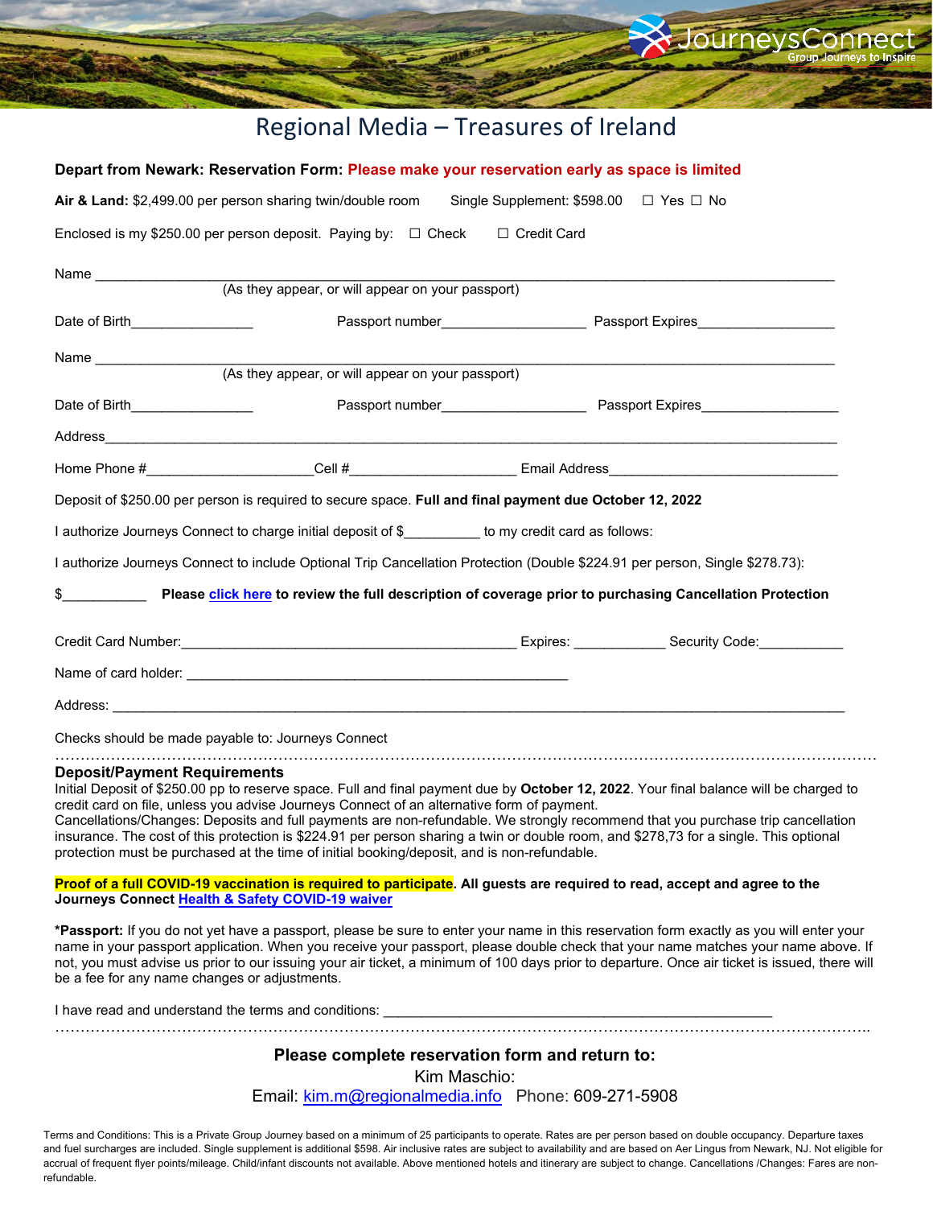# Regional Media – Treasures of Ireland

**Depart from Newark: Reservation Form: Please make your reservation early as space is limited**

**Air & Land:** $2,499.00 per person sharing twin/double room Single Supplement: $598.00 ☐ Yes ☐ No

Enclosed is my $250.00 per person deposit. Paying by: ☐ Check ☐ Credit Card

Name ______________________________________________________________________________
(As they appear, or will appear on your passport)

Date of Birth________________ Passport number__________________ Passport Expires__________________

Name ______________________________________________________________________________
(As they appear, or will appear on your passport)

Date of Birth________________ Passport number__________________ Passport Expires__________________

Address_____________________________________________________________________________________

Home Phone #_____________________Cell #_____________________ Email Address______________________________

Deposit of $250.00 per person is required to secure space. **Full and final payment due October 12, 2022**

I authorize Journeys Connect to charge initial deposit of $__________ to my credit card as follows:

I authorize Journeys Connect to include Optional Trip Cancellation Protection (Double $224.91 per person, Single $278.73):

$___________ **Please click here to review the full description of coverage prior to purchasing Cancellation Protection**

Credit Card Number:____________________________________________ Expires: ____________ Security Code:___________

Name of card holder: __________________________________________________

Address: ___________________________________________________________________________________________

Checks should be made payable to: Journeys Connect

**Deposit/Payment Requirements**

Initial Deposit of $250.00 pp to reserve space. Full and final payment due by **October 12, 2022**. Your final balance will be charged to credit card on file, unless you advise Journeys Connect of an alternative form of payment.
Cancellations/Changes: Deposits and full payments are non-refundable. We strongly recommend that you purchase trip cancellation insurance. The cost of this protection is $224.91 per person sharing a twin or double room, and $278,73 for a single. This optional protection must be purchased at the time of initial booking/deposit, and is non-refundable.

**Proof of a full COVID-19 vaccination is required to participate. All guests are required to read, accept and agree to the Journeys Connect Health & Safety COVID-19 waiver**

**\*Passport:** If you do not yet have a passport, please be sure to enter your name in this reservation form exactly as you will enter your name in your passport application. When you receive your passport, please double check that your name matches your name above. If not, you must advise us prior to our issuing your air ticket, a minimum of 100 days prior to departure. Once air ticket is issued, there will be a fee for any name changes or adjustments.

I have read and understand the terms and conditions: ___________________________________________________

**Please complete reservation form and return to:**

Kim Maschio:

Email: kim.m@regionalmedia.info Phone: 609-271-5908

Terms and Conditions: This is a Private Group Journey based on a minimum of 25 participants to operate. Rates are per person based on double occupancy. Departure taxes and fuel surcharges are included. Single supplement is additional $598. Air inclusive rates are subject to availability and are based on Aer Lingus from Newark, NJ. Not eligible for accrual of frequent flyer points/mileage. Child/infant discounts not available. Above mentioned hotels and itinerary are subject to change. Cancellations /Changes: Fares are non-refundable.